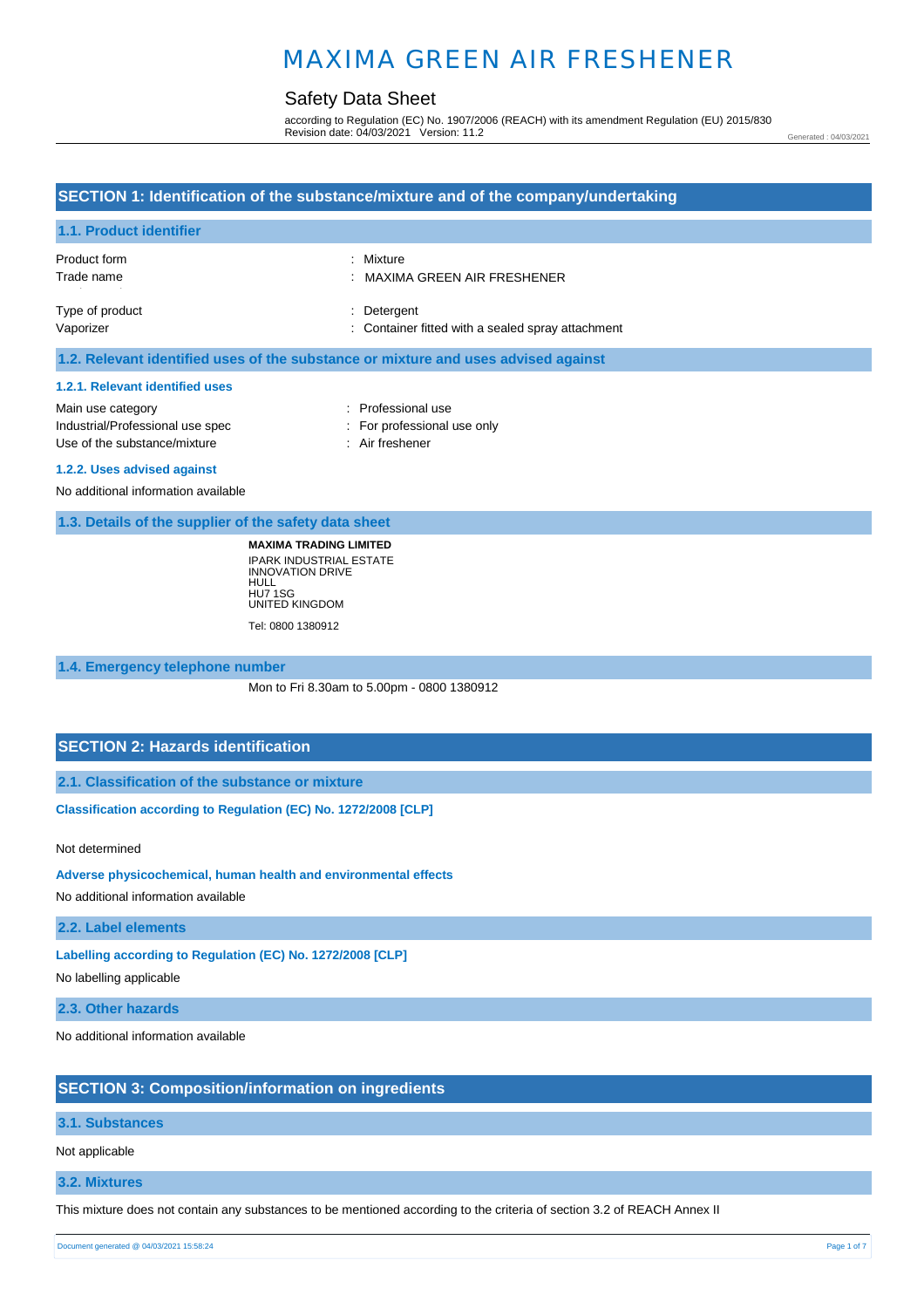# MAXIMA GREEN AIR FRESHENER

## Safety Data Sheet

according to Regulation (EC) No. 1907/2006 (REACH) with its amendment Regulation (EU) 2015/830
Revision date: 04/03/2021 Version: 11.2

Generated : 04/03/2021

## SECTION 1: Identification of the substance/mixture and of the company/undertaking

### 1.1. Product identifier

| | |
|---|---|
| Product form | : Mixture |
| Trade name | : MAXIMA GREEN AIR FRESHENER |
| Type of product | : Detergent |
| Vaporizer | : Container fitted with a sealed spray attachment |

### 1.2. Relevant identified uses of the substance or mixture and uses advised against

#### 1.2.1. Relevant identified uses

| | |
|---|---|
| Main use category | : Professional use |
| Industrial/Professional use spec | : For professional use only |
| Use of the substance/mixture | : Air freshener |

#### 1.2.2. Uses advised against

No additional information available

### 1.3. Details of the supplier of the safety data sheet

**MAXIMA TRADING LIMITED**
IPARK INDUSTRIAL ESTATE
INNOVATION DRIVE
HULL
HU7 1SG
UNITED KINGDOM

Tel: 0800 1380912

### 1.4. Emergency telephone number

Mon to Fri 8.30am to 5.00pm - 0800 1380912

## SECTION 2: Hazards identification

### 2.1. Classification of the substance or mixture

**Classification according to Regulation (EC) No. 1272/2008 [CLP]**

Not determined

**Adverse physicochemical, human health and environmental effects**

No additional information available

### 2.2. Label elements

**Labelling according to Regulation (EC) No. 1272/2008 [CLP]**

No labelling applicable

### 2.3. Other hazards

No additional information available

## SECTION 3: Composition/information on ingredients

### 3.1. Substances

Not applicable

### 3.2. Mixtures

This mixture does not contain any substances to be mentioned according to the criteria of section 3.2 of REACH Annex II

Document generated @ 04/03/2021 15:58:24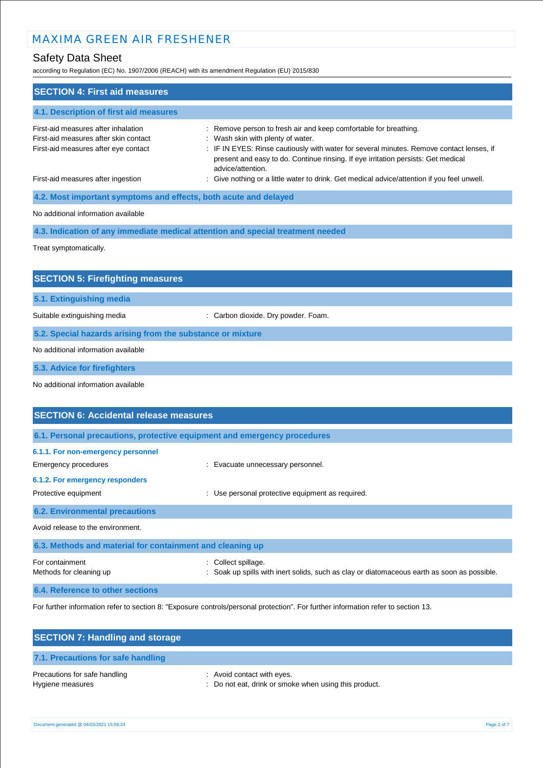## SECTION 4: First aid measures

### 4.1. Description of first aid measures

First-aid measures after inhalation : Remove person to fresh air and keep comfortable for breathing.

First-aid measures after skin contact : Wash skin with plenty of water.

First-aid measures after eye contact : IF IN EYES: Rinse cautiously with water for several minutes. Remove contact lenses, if present and easy to do. Continue rinsing. If eye irritation persists: Get medical advice/attention.

First-aid measures after ingestion : Give nothing or a little water to drink. Get medical advice/attention if you feel unwell.

### 4.2. Most important symptoms and effects, both acute and delayed

No additional information available

### 4.3. Indication of any immediate medical attention and special treatment needed

Treat symptomatically.

## SECTION 5: Firefighting measures

### 5.1. Extinguishing media

Suitable extinguishing media : Carbon dioxide. Dry powder. Foam.

### 5.2. Special hazards arising from the substance or mixture

No additional information available

### 5.3. Advice for firefighters

No additional information available

## SECTION 6: Accidental release measures

### 6.1. Personal precautions, protective equipment and emergency procedures

#### 6.1.1. For non-emergency personnel

Emergency procedures : Evacuate unnecessary personnel.

#### 6.1.2. For emergency responders

Protective equipment : Use personal protective equipment as required.

### 6.2. Environmental precautions

Avoid release to the environment.

### 6.3. Methods and material for containment and cleaning up

For containment : Collect spillage.

Methods for cleaning up : Soak up spills with inert solids, such as clay or diatomaceous earth as soon as possible.

### 6.4. Reference to other sections

For further information refer to section 8: "Exposure controls/personal protection". For further information refer to section 13.

## SECTION 7: Handling and storage

### 7.1. Precautions for safe handling

Precautions for safe handling : Avoid contact with eyes.

Hygiene measures : Do not eat, drink or smoke when using this product.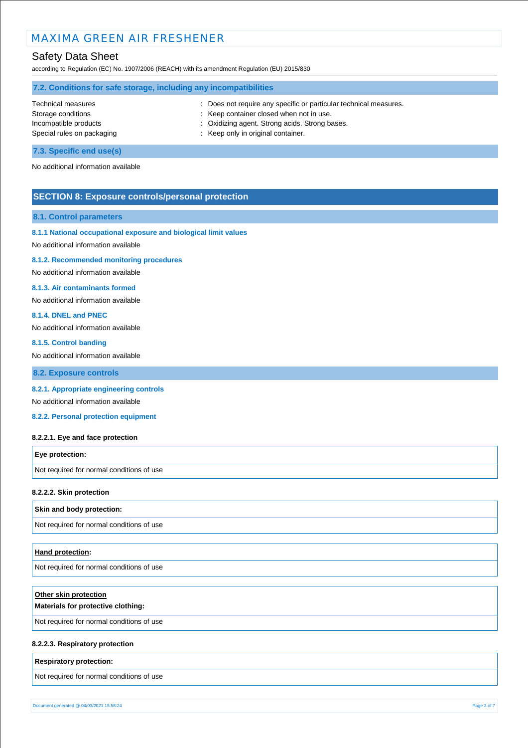### 7.2. Conditions for safe storage, including any incompatibilities

| | |
|---|---|
| Technical measures | : Does not require any specific or particular technical measures. |
| Storage conditions | : Keep container closed when not in use. |
| Incompatible products | : Oxidizing agent. Strong acids. Strong bases. |
| Special rules on packaging | : Keep only in original container. |

### 7.3. Specific end use(s)

No additional information available

## SECTION 8: Exposure controls/personal protection

### 8.1. Control parameters

#### 8.1.1 National occupational exposure and biological limit values

No additional information available

#### 8.1.2. Recommended monitoring procedures

No additional information available

#### 8.1.3. Air contaminants formed

No additional information available

#### 8.1.4. DNEL and PNEC

No additional information available

#### 8.1.5. Control banding

No additional information available

### 8.2. Exposure controls

#### 8.2.1. Appropriate engineering controls

No additional information available

#### 8.2.2. Personal protection equipment

**8.2.2.1. Eye and face protection**

| **Eye protection:** |
|---|
| Not required for normal conditions of use |

**8.2.2.2. Skin protection**

| **Skin and body protection:** |
|---|
| Not required for normal conditions of use |

| **Hand protection:** |
|---|
| Not required for normal conditions of use |

| **Other skin protection** **Materials for protective clothing:** |
|---|
| Not required for normal conditions of use |

**8.2.2.3. Respiratory protection**

| **Respiratory protection:** |
|---|
| Not required for normal conditions of use |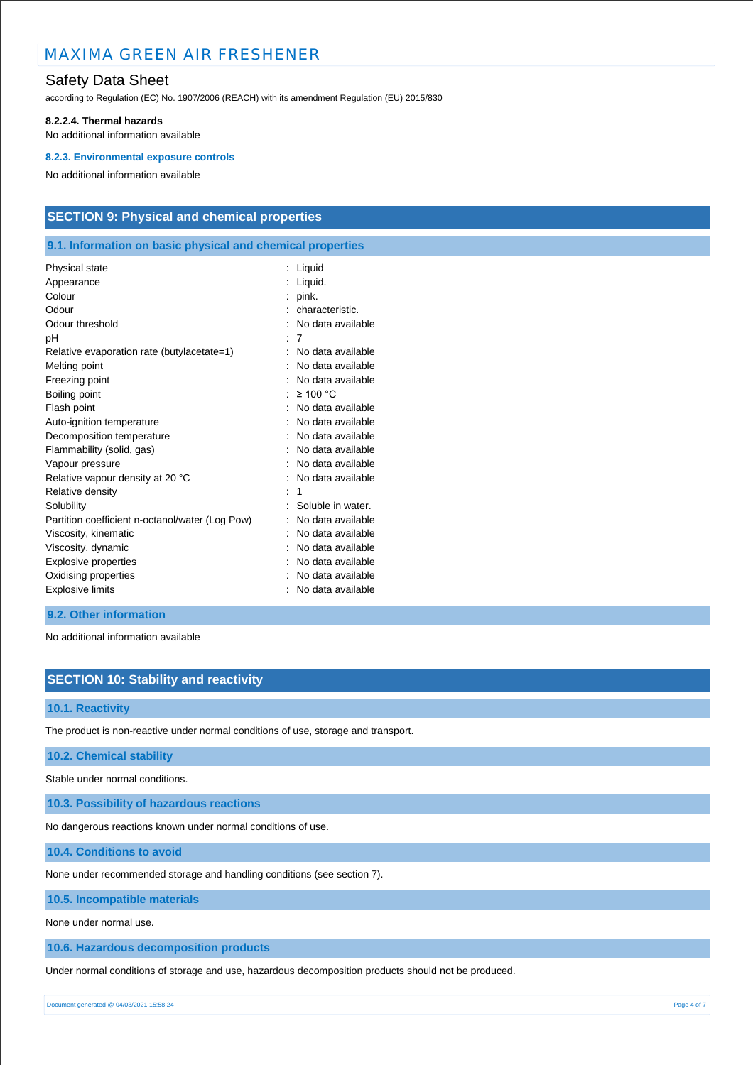#### 8.2.2.4. Thermal hazards

No additional information available

#### 8.2.3. Environmental exposure controls

No additional information available

## SECTION 9: Physical and chemical properties

### 9.1. Information on basic physical and chemical properties

| | |
|---|---|
| Physical state | : Liquid |
| Appearance | : Liquid. |
| Colour | : pink. |
| Odour | : characteristic. |
| Odour threshold | : No data available |
| pH | : 7 |
| Relative evaporation rate (butylacetate=1) | : No data available |
| Melting point | : No data available |
| Freezing point | : No data available |
| Boiling point | : ≥ 100 °C |
| Flash point | : No data available |
| Auto-ignition temperature | : No data available |
| Decomposition temperature | : No data available |
| Flammability (solid, gas) | : No data available |
| Vapour pressure | : No data available |
| Relative vapour density at 20 °C | : No data available |
| Relative density | : 1 |
| Solubility | : Soluble in water. |
| Partition coefficient n-octanol/water (Log Pow) | : No data available |
| Viscosity, kinematic | : No data available |
| Viscosity, dynamic | : No data available |
| Explosive properties | : No data available |
| Oxidising properties | : No data available |
| Explosive limits | : No data available |

### 9.2. Other information

No additional information available

## SECTION 10: Stability and reactivity

### 10.1. Reactivity

The product is non-reactive under normal conditions of use, storage and transport.

### 10.2. Chemical stability

Stable under normal conditions.

### 10.3. Possibility of hazardous reactions

No dangerous reactions known under normal conditions of use.

### 10.4. Conditions to avoid

None under recommended storage and handling conditions (see section 7).

### 10.5. Incompatible materials

None under normal use.

### 10.6. Hazardous decomposition products

Under normal conditions of storage and use, hazardous decomposition products should not be produced.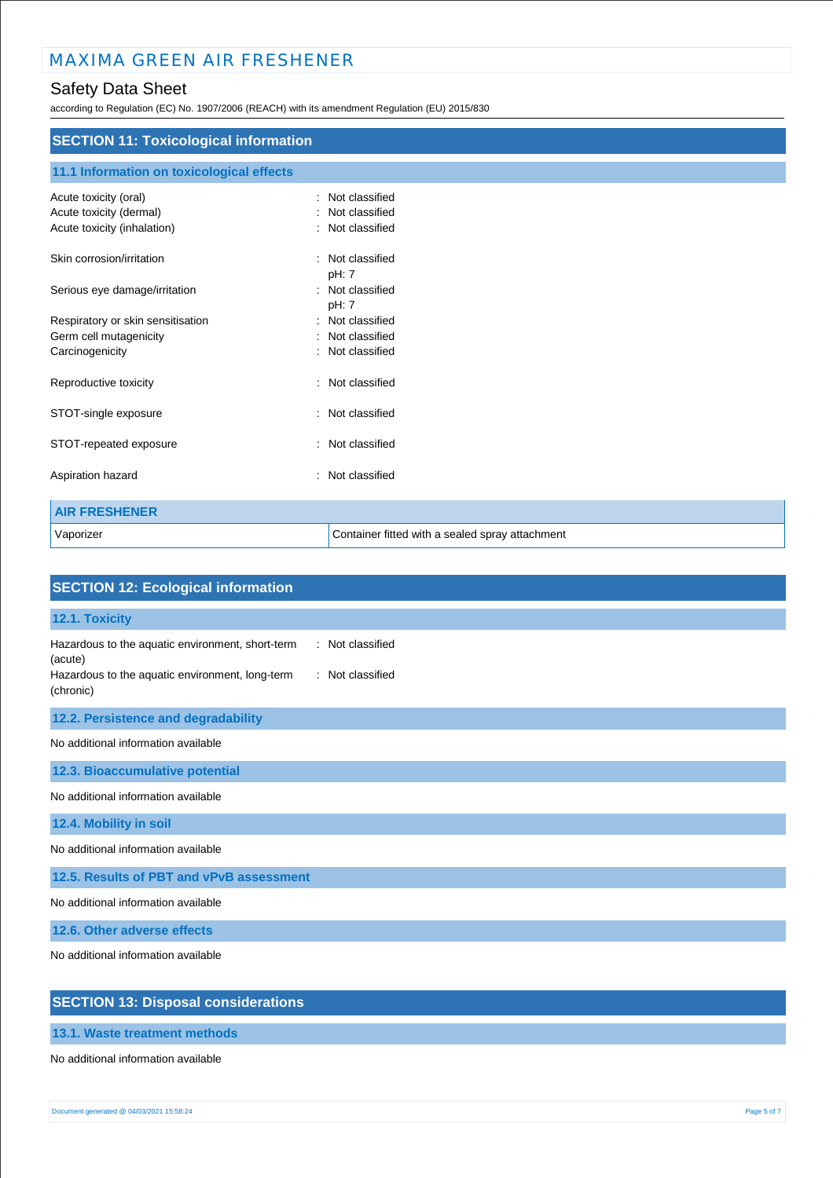## SECTION 11: Toxicological information

### 11.1 Information on toxicological effects

| | |
|---|---|
| Acute toxicity (oral) | : Not classified |
| Acute toxicity (dermal) | : Not classified |
| Acute toxicity (inhalation) | : Not classified |
| Skin corrosion/irritation | : Not classified<br>pH: 7 |
| Serious eye damage/irritation | : Not classified<br>pH: 7 |
| Respiratory or skin sensitisation | : Not classified |
| Germ cell mutagenicity | : Not classified |
| Carcinogenicity | : Not classified |
| Reproductive toxicity | : Not classified |
| STOT-single exposure | : Not classified |
| STOT-repeated exposure | : Not classified |
| Aspiration hazard | : Not classified |

| AIR FRESHENER | |
|---|---|
| Vaporizer | Container fitted with a sealed spray attachment |

## SECTION 12: Ecological information

### 12.1. Toxicity

| | |
|---|---|
| Hazardous to the aquatic environment, short-term (acute) | : Not classified |
| Hazardous to the aquatic environment, long-term (chronic) | : Not classified |

### 12.2. Persistence and degradability

No additional information available

### 12.3. Bioaccumulative potential

No additional information available

### 12.4. Mobility in soil

No additional information available

### 12.5. Results of PBT and vPvB assessment

No additional information available

### 12.6. Other adverse effects

No additional information available

## SECTION 13: Disposal considerations

### 13.1. Waste treatment methods

No additional information available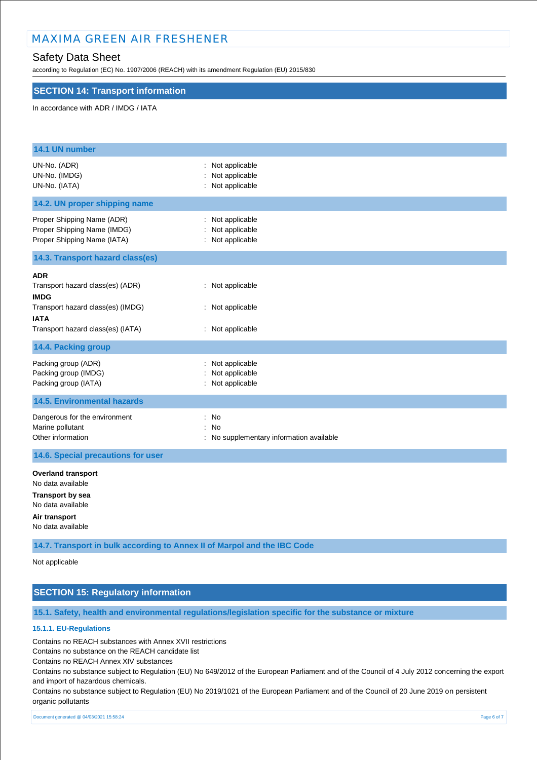## SECTION 14: Transport information

In accordance with ADR / IMDG / IATA

### 14.1 UN number

| | |
|---|---|
| UN-No. (ADR) | : Not applicable |
| UN-No. (IMDG) | : Not applicable |
| UN-No. (IATA) | : Not applicable |

### 14.2. UN proper shipping name

| | |
|---|---|
| Proper Shipping Name (ADR) | : Not applicable |
| Proper Shipping Name (IMDG) | : Not applicable |
| Proper Shipping Name (IATA) | : Not applicable |

### 14.3. Transport hazard class(es)

**ADR**

| | |
|---|---|
| Transport hazard class(es) (ADR) | : Not applicable |

**IMDG**

| | |
|---|---|
| Transport hazard class(es) (IMDG) | : Not applicable |

**IATA**

| | |
|---|---|
| Transport hazard class(es) (IATA) | : Not applicable |

### 14.4. Packing group

| | |
|---|---|
| Packing group (ADR) | : Not applicable |
| Packing group (IMDG) | : Not applicable |
| Packing group (IATA) | : Not applicable |

### 14.5. Environmental hazards

| | |
|---|---|
| Dangerous for the environment | : No |
| Marine pollutant | : No |
| Other information | : No supplementary information available |

### 14.6. Special precautions for user

**Overland transport**

No data available

**Transport by sea**

No data available

**Air transport**

No data available

### 14.7. Transport in bulk according to Annex II of Marpol and the IBC Code

Not applicable

## SECTION 15: Regulatory information

### 15.1. Safety, health and environmental regulations/legislation specific for the substance or mixture

#### 15.1.1. EU-Regulations

Contains no REACH substances with Annex XVII restrictions

Contains no substance on the REACH candidate list

Contains no REACH Annex XIV substances

Contains no substance subject to Regulation (EU) No 649/2012 of the European Parliament and of the Council of 4 July 2012 concerning the export and import of hazardous chemicals.

Contains no substance subject to Regulation (EU) No 2019/1021 of the European Parliament and of the Council of 20 June 2019 on persistent organic pollutants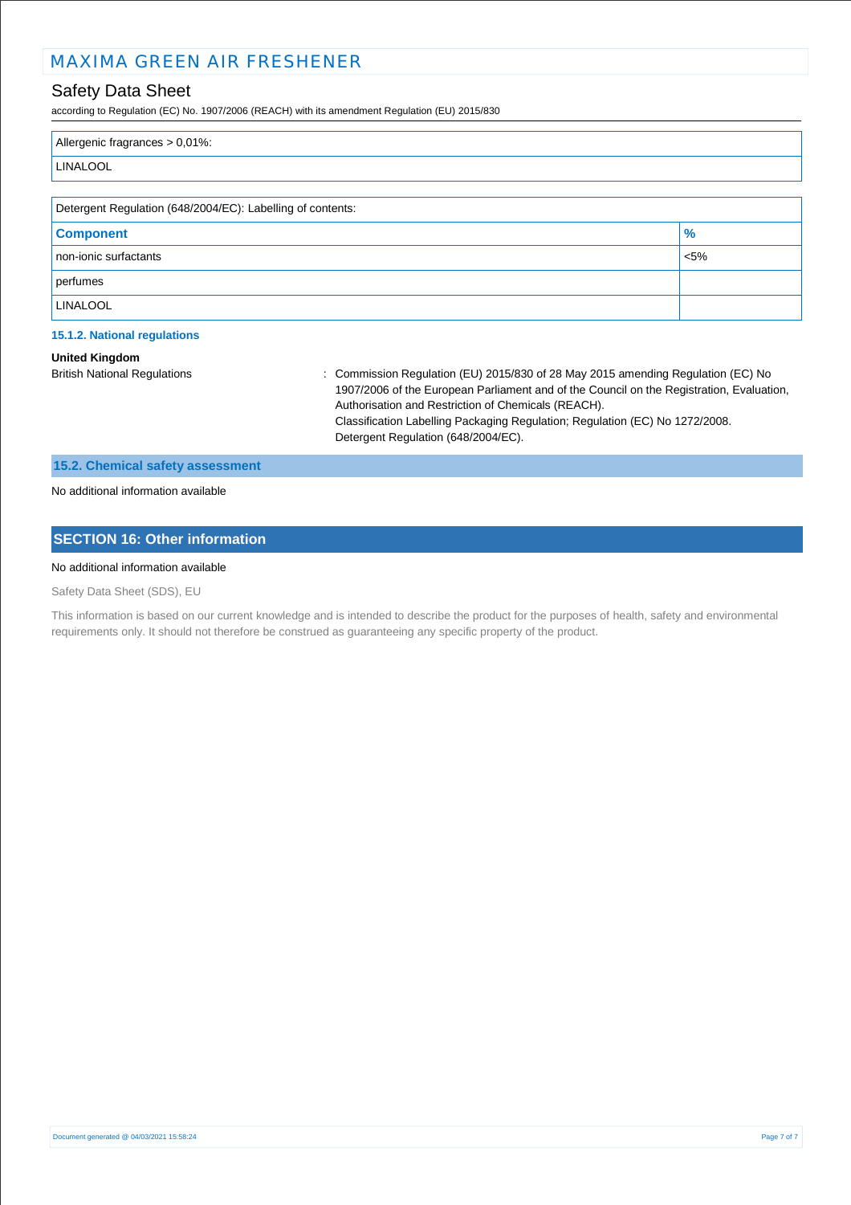| Allergenic fragrances > 0,01%: |
|---|
| LINALOOL |

| Detergent Regulation (648/2004/EC): Labelling of contents: | |
|---|---|
| **Component** | **%** |
| non-ionic surfactants | <5% |
| perfumes | |
| LINALOOL | |

#### 15.1.2. National regulations

**United Kingdom**

British National Regulations : Commission Regulation (EU) 2015/830 of 28 May 2015 amending Regulation (EC) No 1907/2006 of the European Parliament and of the Council on the Registration, Evaluation, Authorisation and Restriction of Chemicals (REACH).
Classification Labelling Packaging Regulation; Regulation (EC) No 1272/2008.
Detergent Regulation (648/2004/EC).

### 15.2. Chemical safety assessment

No additional information available

## SECTION 16: Other information

No additional information available

Safety Data Sheet (SDS), EU

This information is based on our current knowledge and is intended to describe the product for the purposes of health, safety and environmental requirements only. It should not therefore be construed as guaranteeing any specific property of the product.